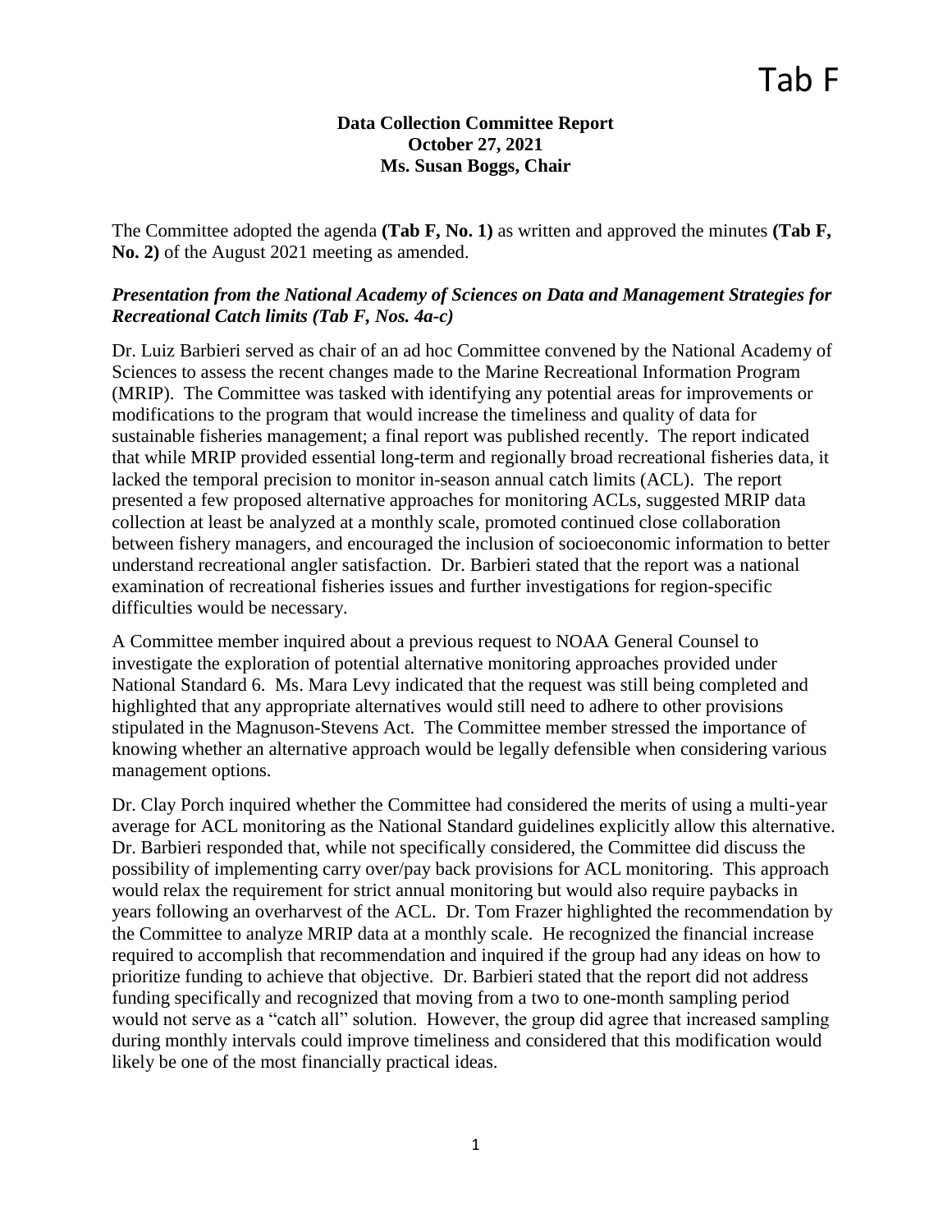Tab F

**Data Collection Committee Report**
**October 27, 2021**
**Ms. Susan Boggs, Chair**

The Committee adopted the agenda **(Tab F, No. 1)** as written and approved the minutes **(Tab F, No. 2)** of the August 2021 meeting as amended.

***Presentation from the National Academy of Sciences on Data and Management Strategies for Recreational Catch limits (Tab F, Nos. 4a-c)***

Dr. Luiz Barbieri served as chair of an ad hoc Committee convened by the National Academy of Sciences to assess the recent changes made to the Marine Recreational Information Program (MRIP). The Committee was tasked with identifying any potential areas for improvements or modifications to the program that would increase the timeliness and quality of data for sustainable fisheries management; a final report was published recently. The report indicated that while MRIP provided essential long-term and regionally broad recreational fisheries data, it lacked the temporal precision to monitor in-season annual catch limits (ACL). The report presented a few proposed alternative approaches for monitoring ACLs, suggested MRIP data collection at least be analyzed at a monthly scale, promoted continued close collaboration between fishery managers, and encouraged the inclusion of socioeconomic information to better understand recreational angler satisfaction. Dr. Barbieri stated that the report was a national examination of recreational fisheries issues and further investigations for region-specific difficulties would be necessary.

A Committee member inquired about a previous request to NOAA General Counsel to investigate the exploration of potential alternative monitoring approaches provided under National Standard 6. Ms. Mara Levy indicated that the request was still being completed and highlighted that any appropriate alternatives would still need to adhere to other provisions stipulated in the Magnuson-Stevens Act. The Committee member stressed the importance of knowing whether an alternative approach would be legally defensible when considering various management options.

Dr. Clay Porch inquired whether the Committee had considered the merits of using a multi-year average for ACL monitoring as the National Standard guidelines explicitly allow this alternative. Dr. Barbieri responded that, while not specifically considered, the Committee did discuss the possibility of implementing carry over/pay back provisions for ACL monitoring. This approach would relax the requirement for strict annual monitoring but would also require paybacks in years following an overharvest of the ACL. Dr. Tom Frazer highlighted the recommendation by the Committee to analyze MRIP data at a monthly scale. He recognized the financial increase required to accomplish that recommendation and inquired if the group had any ideas on how to prioritize funding to achieve that objective. Dr. Barbieri stated that the report did not address funding specifically and recognized that moving from a two to one-month sampling period would not serve as a "catch all" solution. However, the group did agree that increased sampling during monthly intervals could improve timeliness and considered that this modification would likely be one of the most financially practical ideas.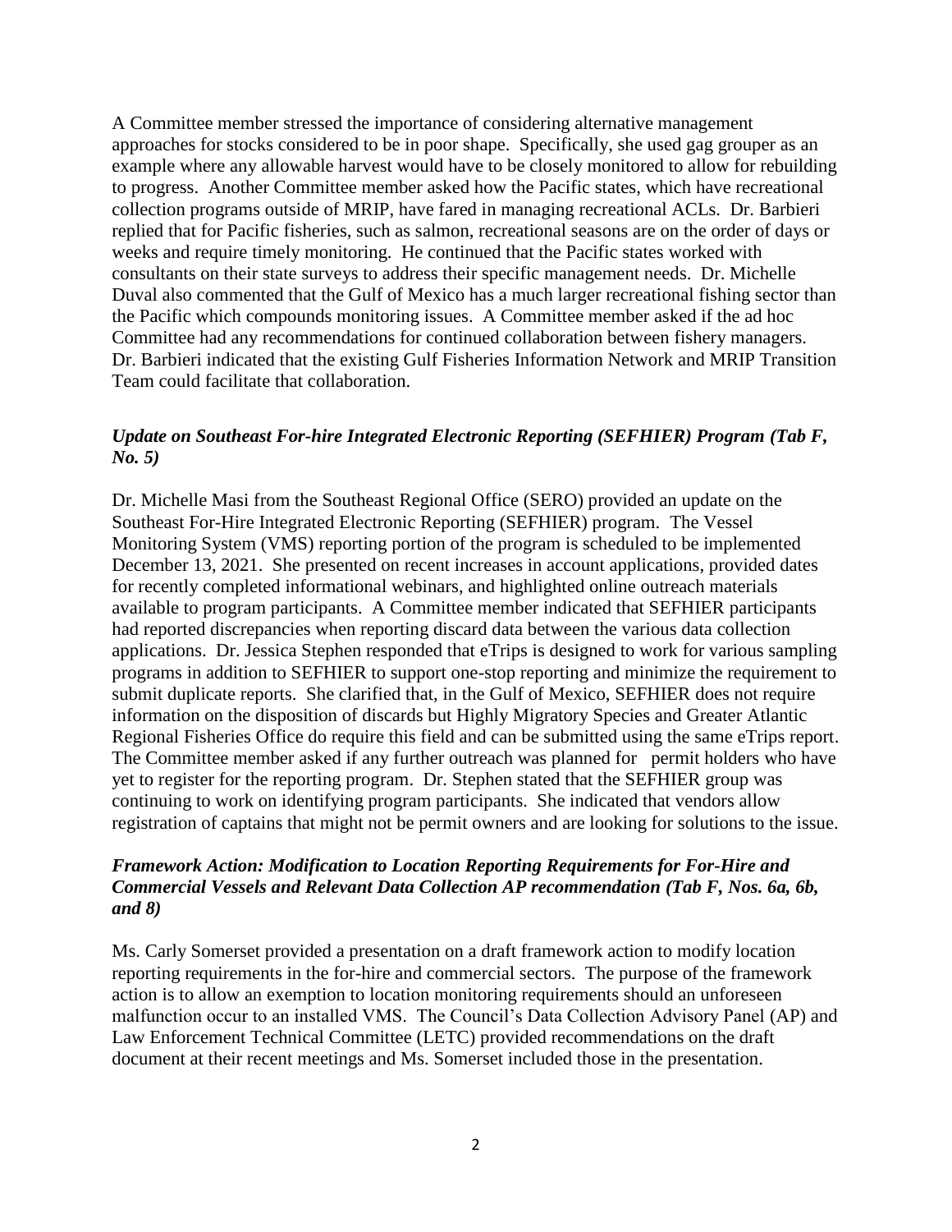A Committee member stressed the importance of considering alternative management approaches for stocks considered to be in poor shape. Specifically, she used gag grouper as an example where any allowable harvest would have to be closely monitored to allow for rebuilding to progress. Another Committee member asked how the Pacific states, which have recreational collection programs outside of MRIP, have fared in managing recreational ACLs. Dr. Barbieri replied that for Pacific fisheries, such as salmon, recreational seasons are on the order of days or weeks and require timely monitoring. He continued that the Pacific states worked with consultants on their state surveys to address their specific management needs. Dr. Michelle Duval also commented that the Gulf of Mexico has a much larger recreational fishing sector than the Pacific which compounds monitoring issues. A Committee member asked if the ad hoc Committee had any recommendations for continued collaboration between fishery managers. Dr. Barbieri indicated that the existing Gulf Fisheries Information Network and MRIP Transition Team could facilitate that collaboration.

***Update on Southeast For-hire Integrated Electronic Reporting (SEFHIER) Program (Tab F, No. 5)***

Dr. Michelle Masi from the Southeast Regional Office (SERO) provided an update on the Southeast For-Hire Integrated Electronic Reporting (SEFHIER) program. The Vessel Monitoring System (VMS) reporting portion of the program is scheduled to be implemented December 13, 2021. She presented on recent increases in account applications, provided dates for recently completed informational webinars, and highlighted online outreach materials available to program participants. A Committee member indicated that SEFHIER participants had reported discrepancies when reporting discard data between the various data collection applications. Dr. Jessica Stephen responded that eTrips is designed to work for various sampling programs in addition to SEFHIER to support one-stop reporting and minimize the requirement to submit duplicate reports. She clarified that, in the Gulf of Mexico, SEFHIER does not require information on the disposition of discards but Highly Migratory Species and Greater Atlantic Regional Fisheries Office do require this field and can be submitted using the same eTrips report. The Committee member asked if any further outreach was planned for permit holders who have yet to register for the reporting program. Dr. Stephen stated that the SEFHIER group was continuing to work on identifying program participants. She indicated that vendors allow registration of captains that might not be permit owners and are looking for solutions to the issue.

***Framework Action: Modification to Location Reporting Requirements for For-Hire and Commercial Vessels and Relevant Data Collection AP recommendation (Tab F, Nos. 6a, 6b, and 8)***

Ms. Carly Somerset provided a presentation on a draft framework action to modify location reporting requirements in the for-hire and commercial sectors. The purpose of the framework action is to allow an exemption to location monitoring requirements should an unforeseen malfunction occur to an installed VMS. The Council's Data Collection Advisory Panel (AP) and Law Enforcement Technical Committee (LETC) provided recommendations on the draft document at their recent meetings and Ms. Somerset included those in the presentation.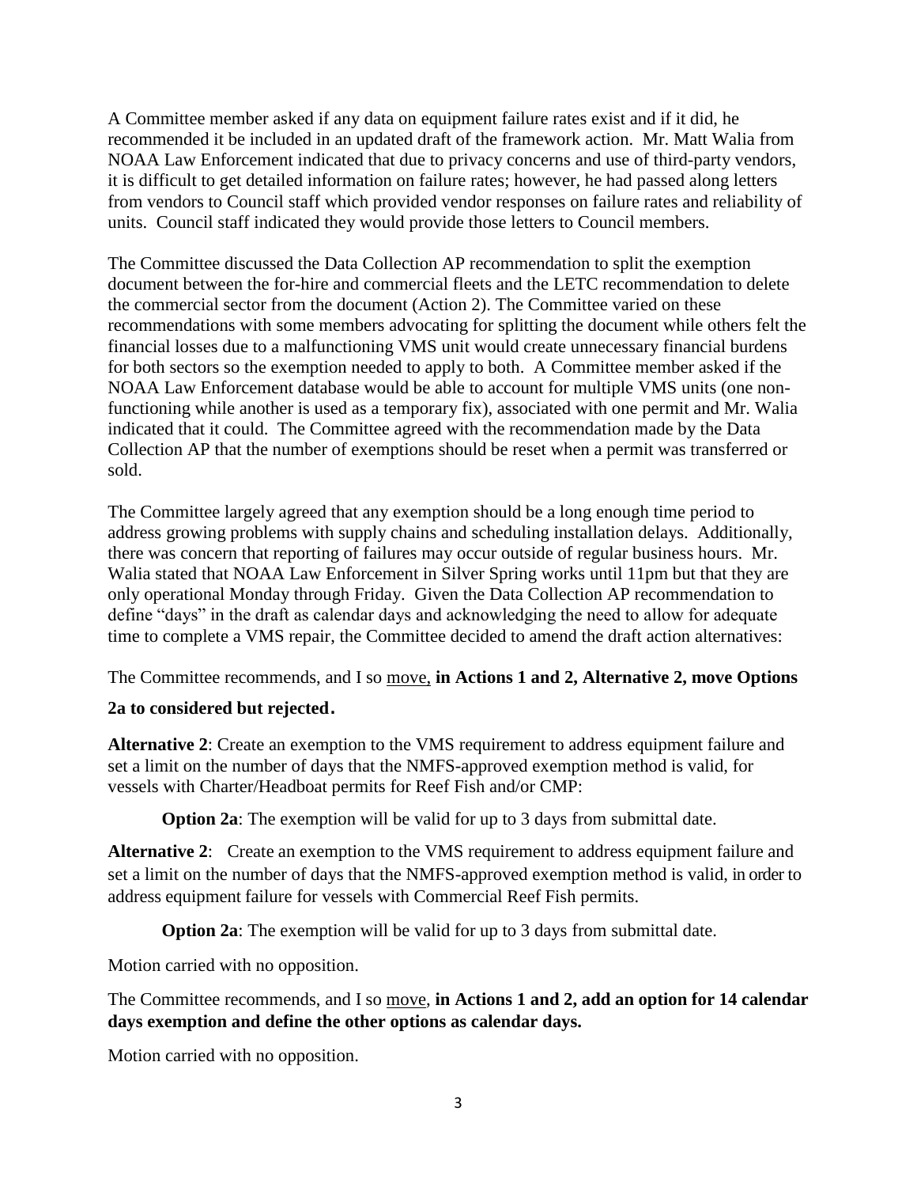A Committee member asked if any data on equipment failure rates exist and if it did, he recommended it be included in an updated draft of the framework action. Mr. Matt Walia from NOAA Law Enforcement indicated that due to privacy concerns and use of third-party vendors, it is difficult to get detailed information on failure rates; however, he had passed along letters from vendors to Council staff which provided vendor responses on failure rates and reliability of units. Council staff indicated they would provide those letters to Council members.

The Committee discussed the Data Collection AP recommendation to split the exemption document between the for-hire and commercial fleets and the LETC recommendation to delete the commercial sector from the document (Action 2). The Committee varied on these recommendations with some members advocating for splitting the document while others felt the financial losses due to a malfunctioning VMS unit would create unnecessary financial burdens for both sectors so the exemption needed to apply to both. A Committee member asked if the NOAA Law Enforcement database would be able to account for multiple VMS units (one non-functioning while another is used as a temporary fix), associated with one permit and Mr. Walia indicated that it could. The Committee agreed with the recommendation made by the Data Collection AP that the number of exemptions should be reset when a permit was transferred or sold.

The Committee largely agreed that any exemption should be a long enough time period to address growing problems with supply chains and scheduling installation delays. Additionally, there was concern that reporting of failures may occur outside of regular business hours. Mr. Walia stated that NOAA Law Enforcement in Silver Spring works until 11pm but that they are only operational Monday through Friday. Given the Data Collection AP recommendation to define "days" in the draft as calendar days and acknowledging the need to allow for adequate time to complete a VMS repair, the Committee decided to amend the draft action alternatives:

The Committee recommends, and I so move, **in Actions 1 and 2, Alternative 2, move Options 2a to considered but rejected.**

**Alternative 2**: Create an exemption to the VMS requirement to address equipment failure and set a limit on the number of days that the NMFS-approved exemption method is valid, for vessels with Charter/Headboat permits for Reef Fish and/or CMP:

> **Option 2a**: The exemption will be valid for up to 3 days from submittal date.

**Alternative 2**: Create an exemption to the VMS requirement to address equipment failure and set a limit on the number of days that the NMFS-approved exemption method is valid, in order to address equipment failure for vessels with Commercial Reef Fish permits.

> **Option 2a**: The exemption will be valid for up to 3 days from submittal date.

Motion carried with no opposition.

The Committee recommends, and I so move, **in Actions 1 and 2, add an option for 14 calendar days exemption and define the other options as calendar days.**

Motion carried with no opposition.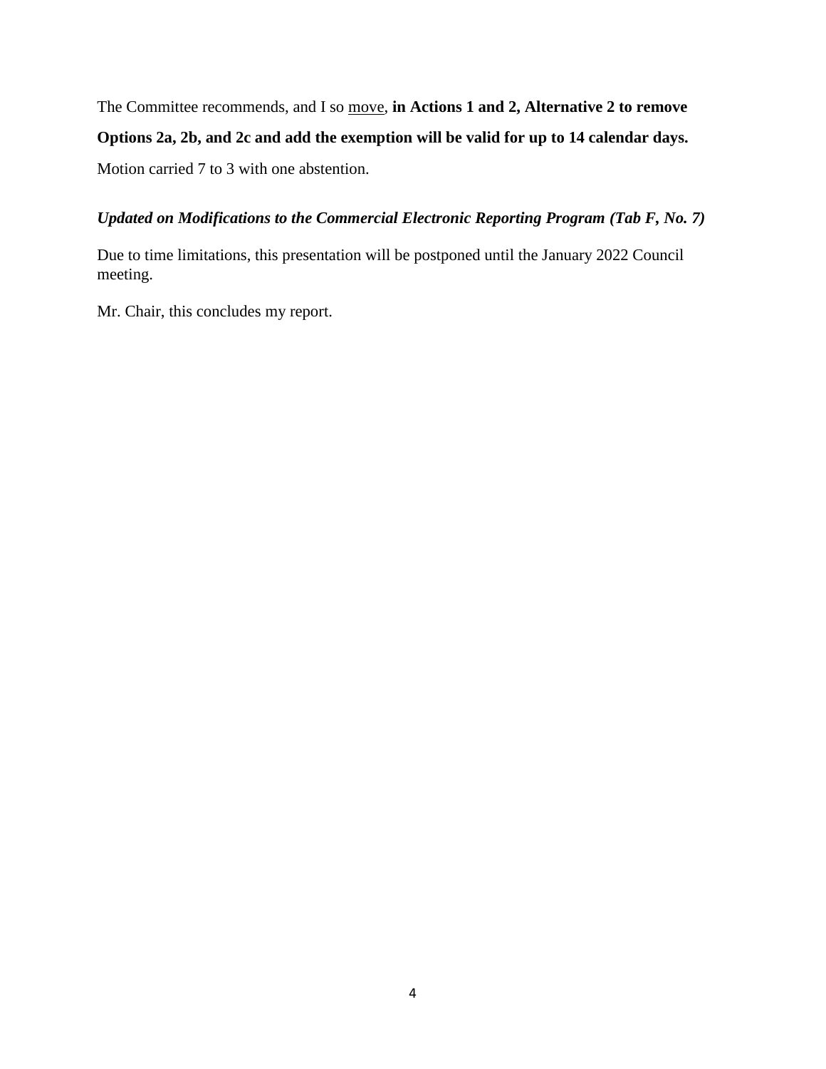The Committee recommends, and I so move, **in Actions 1 and 2, Alternative 2 to remove Options 2a, 2b, and 2c and add the exemption will be valid for up to 14 calendar days.**

Motion carried 7 to 3 with one abstention.

***Updated on Modifications to the Commercial Electronic Reporting Program (Tab F, No. 7)***

Due to time limitations, this presentation will be postponed until the January 2022 Council meeting.

Mr. Chair, this concludes my report.